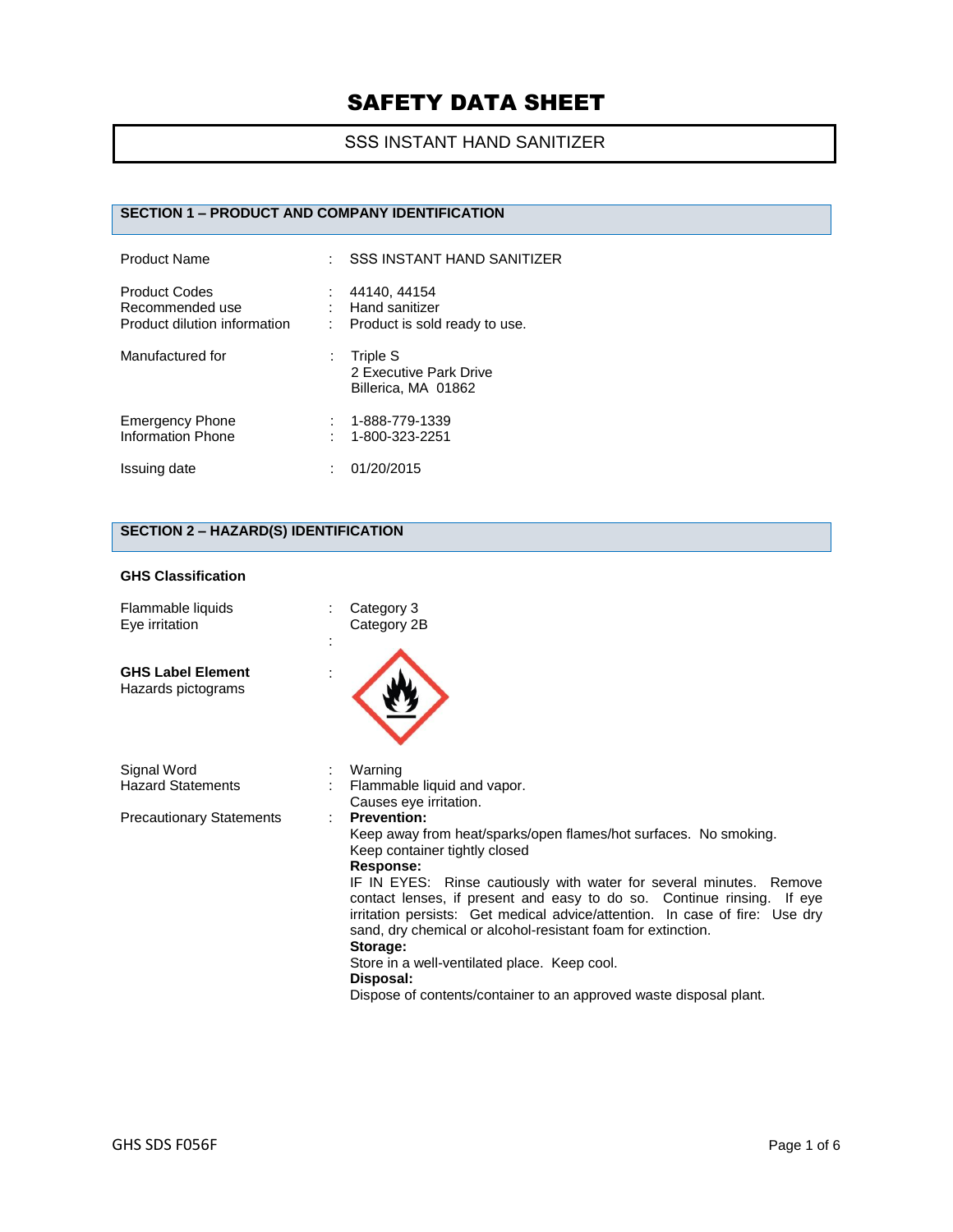# SAFETY DATA SHEET

## SSS INSTANT HAND SANITIZER

## SECTION 1 – PRODUCT AND COMPANY IDENTIFICATION

| | | |
|---|---|---|
| Product Name | : | SSS INSTANT HAND SANITIZER |
| Product Codes | : | 44140, 44154 |
| Recommended use | : | Hand sanitizer |
| Product dilution information | : | Product is sold ready to use. |
| Manufactured for | : | Triple S<br>2 Executive Park Drive<br>Billerica, MA 01862 |
| Emergency Phone | : | 1-888-779-1339 |
| Information Phone | : | 1-800-323-2251 |
| Issuing date | : | 01/20/2015 |

## SECTION 2 – HAZARD(S) IDENTIFICATION

**GHS Classification**

| | | |
|---|---|---|
| Flammable liquids | : | Category 3 |
| Eye irritation | : | Category 2B |

**GHS Label Element**

Hazards pictograms :

| | | |
|---|---|---|
| Signal Word | : | Warning |
| Hazard Statements | : | Flammable liquid and vapor.<br>Causes eye irritation. |

Precautionary Statements :

**Prevention:**
Keep away from heat/sparks/open flames/hot surfaces. No smoking.
Keep container tightly closed

**Response:**
IF IN EYES: Rinse cautiously with water for several minutes. Remove contact lenses, if present and easy to do so. Continue rinsing. If eye irritation persists: Get medical advice/attention. In case of fire: Use dry sand, dry chemical or alcohol-resistant foam for extinction.

**Storage:**
Store in a well-ventilated place. Keep cool.

**Disposal:**
Dispose of contents/container to an approved waste disposal plant.

GHS SDS F056F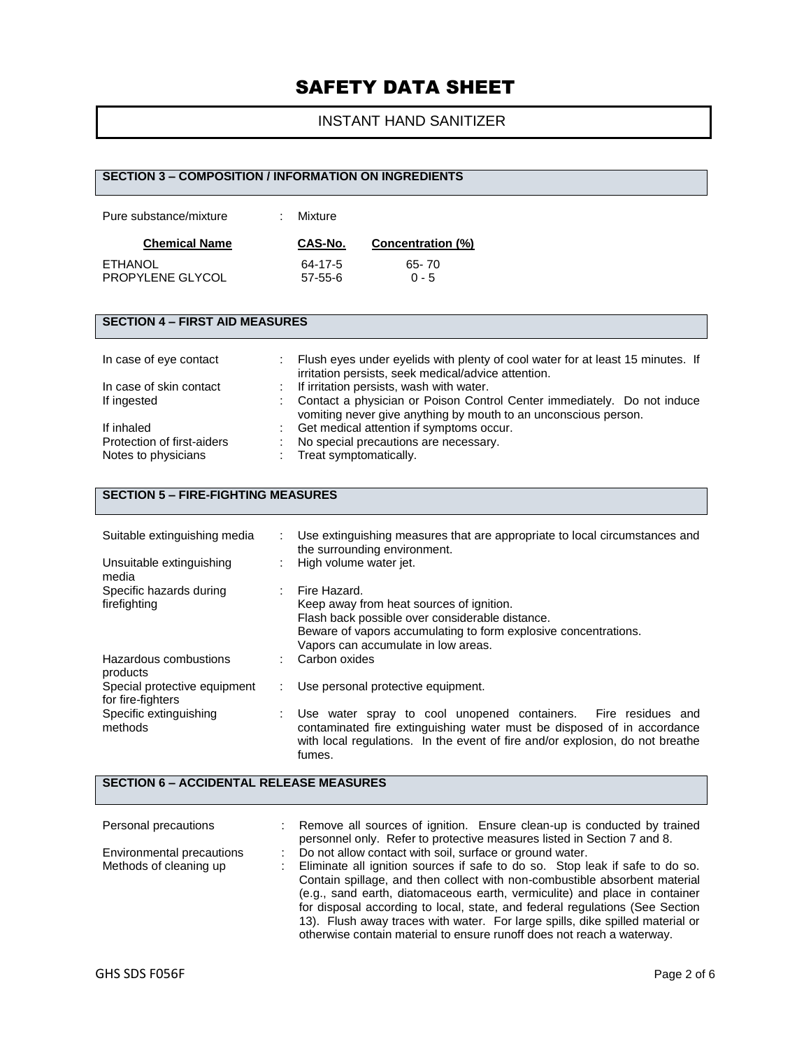# SAFETY DATA SHEET

INSTANT HAND SANITIZER

## SECTION 3 – COMPOSITION / INFORMATION ON INGREDIENTS

Pure substance/mixture : Mixture

| Chemical Name | CAS-No. | Concentration (%) |
|---|---|---|
| ETHANOL | 64-17-5 | 65- 70 |
| PROPYLENE GLYCOL | 57-55-6 | 0 - 5 |

## SECTION 4 – FIRST AID MEASURES

| | |
|---|---|
| In case of eye contact | : Flush eyes under eyelids with plenty of cool water for at least 15 minutes. If irritation persists, seek medical/advice attention. |
| In case of skin contact | : If irritation persists, wash with water. |
| If ingested | : Contact a physician or Poison Control Center immediately. Do not induce vomiting never give anything by mouth to an unconscious person. |
| If inhaled | : Get medical attention if symptoms occur. |
| Protection of first-aiders | : No special precautions are necessary. |
| Notes to physicians | : Treat symptomatically. |

## SECTION 5 – FIRE-FIGHTING MEASURES

| | |
|---|---|
| Suitable extinguishing media | : Use extinguishing measures that are appropriate to local circumstances and the surrounding environment. |
| Unsuitable extinguishing media | : High volume water jet. |
| Specific hazards during firefighting | : Fire Hazard.<br>Keep away from heat sources of ignition.<br>Flash back possible over considerable distance.<br>Beware of vapors accumulating to form explosive concentrations.<br>Vapors can accumulate in low areas. |
| Hazardous combustions products | : Carbon oxides |
| Special protective equipment for fire-fighters | : Use personal protective equipment. |
| Specific extinguishing methods | : Use water spray to cool unopened containers. Fire residues and contaminated fire extinguishing water must be disposed of in accordance with local regulations. In the event of fire and/or explosion, do not breathe fumes. |

## SECTION 6 – ACCIDENTAL RELEASE MEASURES

| | |
|---|---|
| Personal precautions | : Remove all sources of ignition. Ensure clean-up is conducted by trained personnel only. Refer to protective measures listed in Section 7 and 8. |
| Environmental precautions | : Do not allow contact with soil, surface or ground water. |
| Methods of cleaning up | : Eliminate all ignition sources if safe to do so. Stop leak if safe to do so. Contain spillage, and then collect with non-combustible absorbent material (e.g., sand earth, diatomaceous earth, vermiculite) and place in container for disposal according to local, state, and federal regulations (See Section 13). Flush away traces with water. For large spills, dike spilled material or otherwise contain material to ensure runoff does not reach a waterway. |

GHS SDS F056F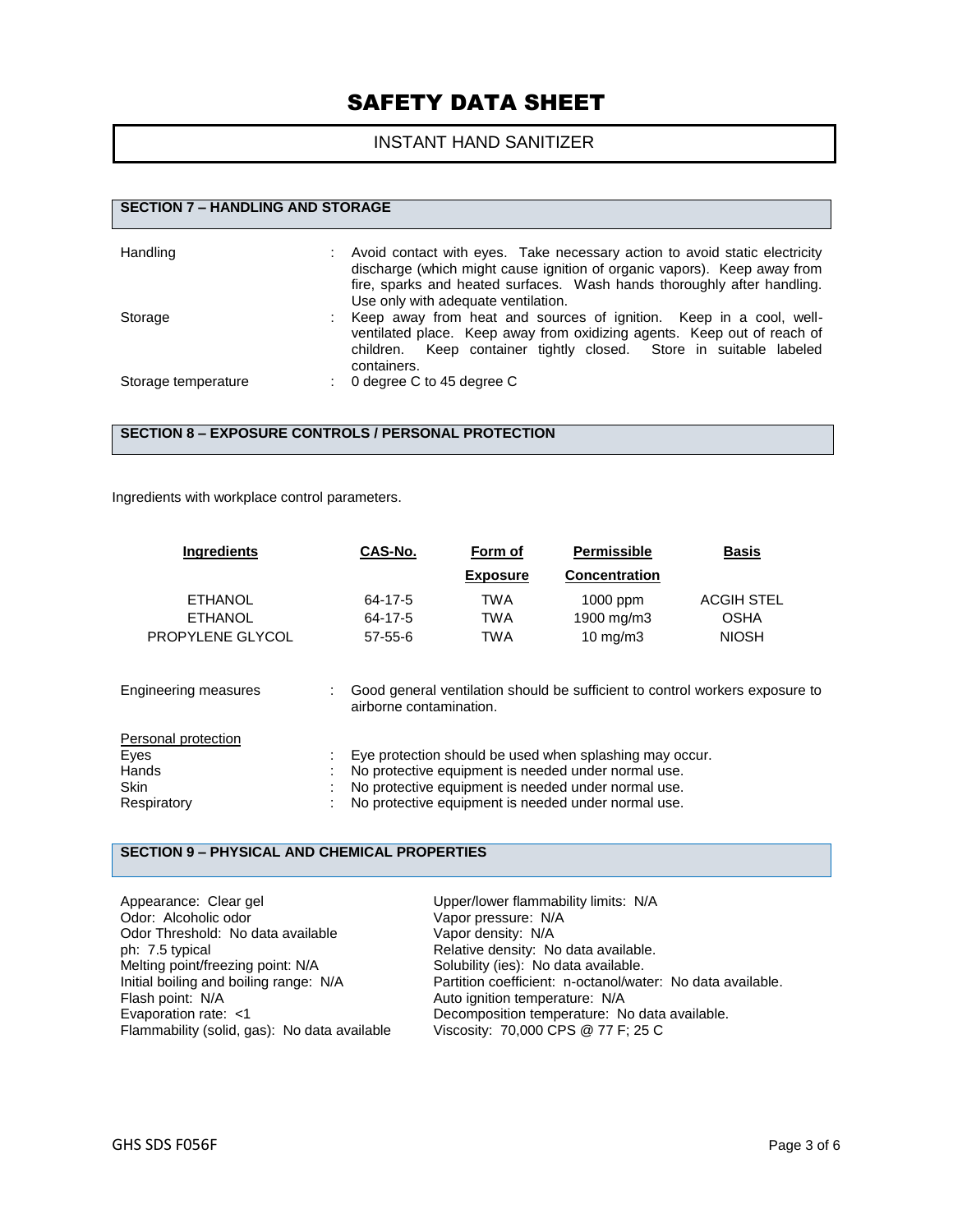# SAFETY DATA SHEET

INSTANT HAND SANITIZER

## SECTION 7 – HANDLING AND STORAGE

| | | |
|---|---|---|
| Handling | : | Avoid contact with eyes. Take necessary action to avoid static electricity discharge (which might cause ignition of organic vapors). Keep away from fire, sparks and heated surfaces. Wash hands thoroughly after handling. Use only with adequate ventilation. |
| Storage | : | Keep away from heat and sources of ignition. Keep in a cool, well-ventilated place. Keep away from oxidizing agents. Keep out of reach of children. Keep container tightly closed. Store in suitable labeled containers. |
| Storage temperature | : | 0 degree C to 45 degree C |

## SECTION 8 – EXPOSURE CONTROLS / PERSONAL PROTECTION

Ingredients with workplace control parameters.

| Ingredients | CAS-No. | Form of Exposure | Permissible Concentration | Basis |
|---|---|---|---|---|
| ETHANOL | 64-17-5 | TWA | 1000 ppm | ACGIH STEL |
| ETHANOL | 64-17-5 | TWA | 1900 mg/m3 | OSHA |
| PROPYLENE GLYCOL | 57-55-6 | TWA | 10 mg/m3 | NIOSH |

| | | |
|---|---|---|
| Engineering measures | : | Good general ventilation should be sufficient to control workers exposure to airborne contamination. |

Personal protection

| | | |
|---|---|---|
| Eyes | : | Eye protection should be used when splashing may occur. |
| Hands | : | No protective equipment is needed under normal use. |
| Skin | : | No protective equipment is needed under normal use. |
| Respiratory | : | No protective equipment is needed under normal use. |

## SECTION 9 – PHYSICAL AND CHEMICAL PROPERTIES

Appearance: Clear gel
Odor: Alcoholic odor
Odor Threshold: No data available
ph: 7.5 typical
Melting point/freezing point: N/A
Initial boiling and boiling range: N/A
Flash point: N/A
Evaporation rate: <1
Flammability (solid, gas): No data available
Upper/lower flammability limits: N/A
Vapor pressure: N/A
Vapor density: N/A
Relative density: No data available.
Solubility (ies): No data available.
Partition coefficient: n-octanol/water: No data available.
Auto ignition temperature: N/A
Decomposition temperature: No data available.
Viscosity: 70,000 CPS @ 77 F; 25 C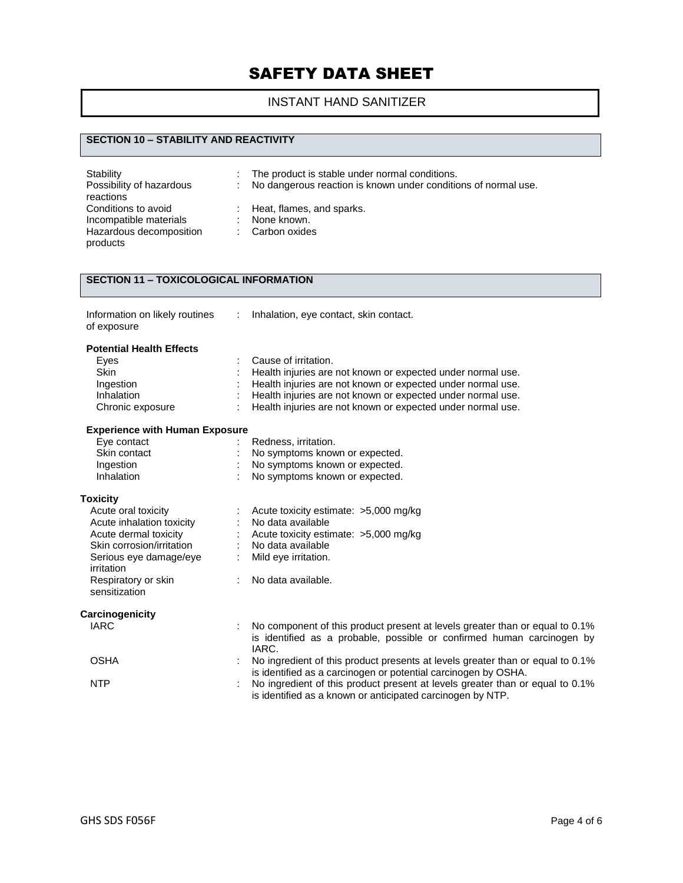# SAFETY DATA SHEET

INSTANT HAND SANITIZER

## SECTION 10 – STABILITY AND REACTIVITY

| | |
|---|---|
| Stability | : The product is stable under normal conditions. |
| Possibility of hazardous reactions | : No dangerous reaction is known under conditions of normal use. |
| Conditions to avoid | : Heat, flames, and sparks. |
| Incompatible materials | : None known. |
| Hazardous decomposition products | : Carbon oxides |

## SECTION 11 – TOXICOLOGICAL INFORMATION

| | |
|---|---|
| Information on likely routines of exposure | : Inhalation, eye contact, skin contact. |

**Potential Health Effects**

| | |
|---|---|
| Eyes | : Cause of irritation. |
| Skin | : Health injuries are not known or expected under normal use. |
| Ingestion | : Health injuries are not known or expected under normal use. |
| Inhalation | : Health injuries are not known or expected under normal use. |
| Chronic exposure | : Health injuries are not known or expected under normal use. |

**Experience with Human Exposure**

| | |
|---|---|
| Eye contact | : Redness, irritation. |
| Skin contact | : No symptoms known or expected. |
| Ingestion | : No symptoms known or expected. |
| Inhalation | : No symptoms known or expected. |

**Toxicity**

| | |
|---|---|
| Acute oral toxicity | : Acute toxicity estimate: >5,000 mg/kg |
| Acute inhalation toxicity | : No data available |
| Acute dermal toxicity | : Acute toxicity estimate: >5,000 mg/kg |
| Skin corrosion/irritation | : No data available |
| Serious eye damage/eye irritation | : Mild eye irritation. |
| Respiratory or skin sensitization | : No data available. |

**Carcinogenicity**

| | |
|---|---|
| IARC | : No component of this product present at levels greater than or equal to 0.1% is identified as a probable, possible or confirmed human carcinogen by IARC. |
| OSHA | : No ingredient of this product presents at levels greater than or equal to 0.1% is identified as a carcinogen or potential carcinogen by OSHA. |
| NTP | : No ingredient of this product present at levels greater than or equal to 0.1% is identified as a known or anticipated carcinogen by NTP. |

GHS SDS F056F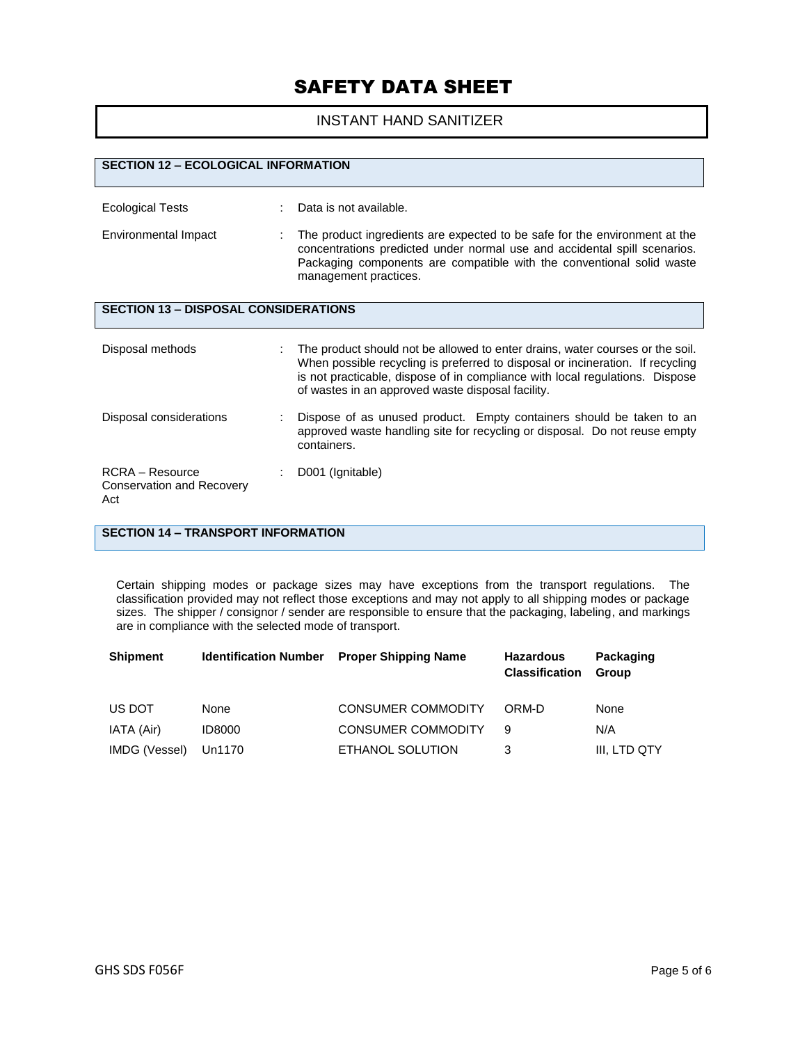# SAFETY DATA SHEET

INSTANT HAND SANITIZER

## SECTION 12 – ECOLOGICAL INFORMATION

Ecological Tests : Data is not available.

Environmental Impact : The product ingredients are expected to be safe for the environment at the concentrations predicted under normal use and accidental spill scenarios. Packaging components are compatible with the conventional solid waste management practices.

## SECTION 13 – DISPOSAL CONSIDERATIONS

Disposal methods : The product should not be allowed to enter drains, water courses or the soil. When possible recycling is preferred to disposal or incineration. If recycling is not practicable, dispose of in compliance with local regulations. Dispose of wastes in an approved waste disposal facility.

Disposal considerations : Dispose of as unused product. Empty containers should be taken to an approved waste handling site for recycling or disposal. Do not reuse empty containers.

RCRA – Resource Conservation and Recovery Act : D001 (Ignitable)

## SECTION 14 – TRANSPORT INFORMATION

Certain shipping modes or package sizes may have exceptions from the transport regulations. The classification provided may not reflect those exceptions and may not apply to all shipping modes or package sizes. The shipper / consignor / sender are responsible to ensure that the packaging, labeling, and markings are in compliance with the selected mode of transport.

| Shipment | Identification Number | Proper Shipping Name | Hazardous Classification | Packaging Group |
|---|---|---|---|---|
| US DOT | None | CONSUMER COMMODITY | ORM-D | None |
| IATA (Air) | ID8000 | CONSUMER COMMODITY | 9 | N/A |
| IMDG (Vessel) | Un1170 | ETHANOL SOLUTION | 3 | III, LTD QTY |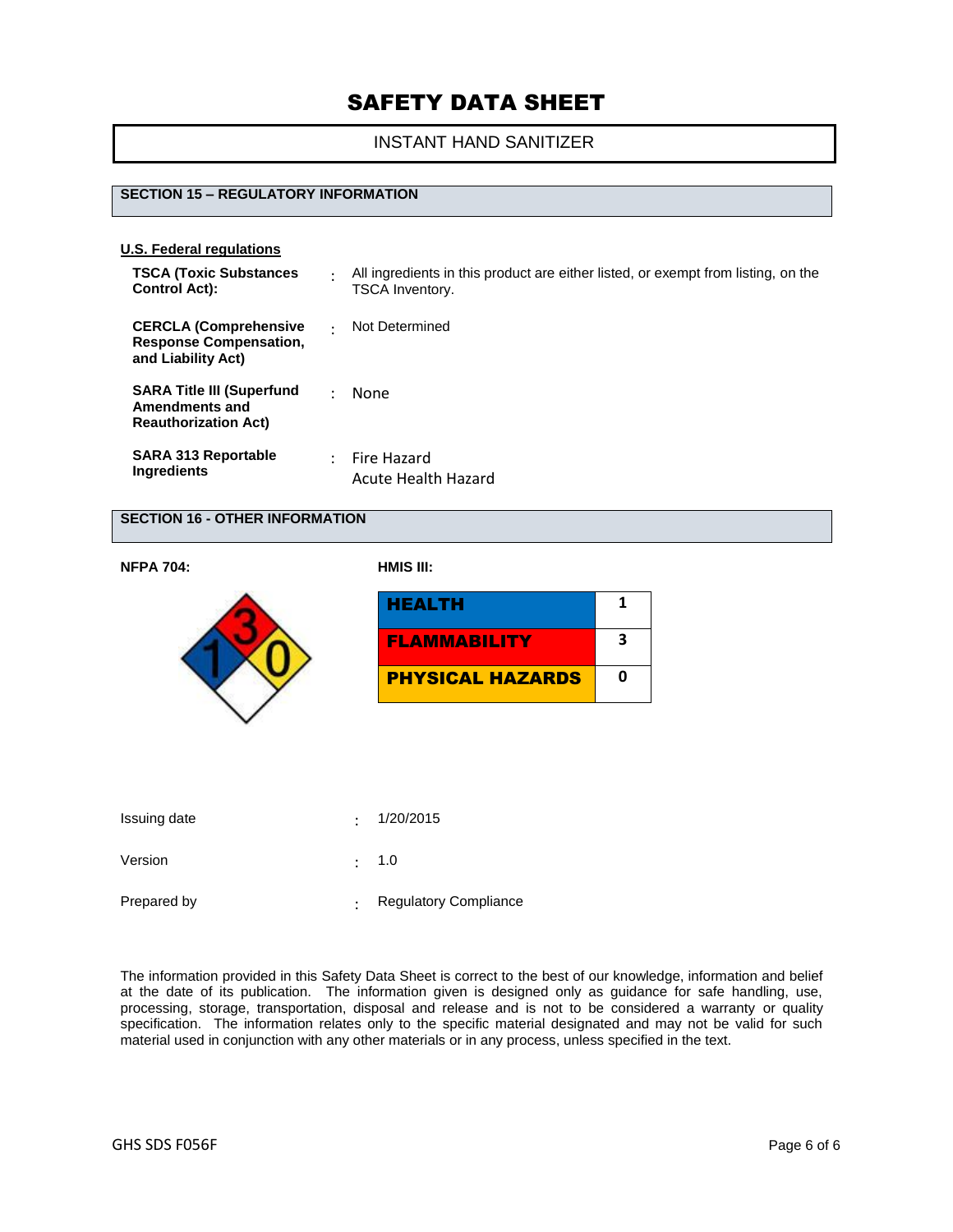# SAFETY DATA SHEET

INSTANT HAND SANITIZER

## SECTION 15 – REGULATORY INFORMATION

**U.S. Federal regulations**

| | | |
|---|---|---|
| **TSCA (Toxic Substances Control Act):** | : | All ingredients in this product are either listed, or exempt from listing, on the TSCA Inventory. |
| **CERCLA (Comprehensive Response Compensation, and Liability Act)** | : | Not Determined |
| **SARA Title III (Superfund Amendments and Reauthorization Act)** | : | None |
| **SARA 313 Reportable Ingredients** | : | Fire Hazard<br>Acute Health Hazard |

## SECTION 16 - OTHER INFORMATION

**NFPA 704:**

3
1
0

**HMIS III:**

| | |
|---|---|
| **HEALTH** | **1** |
| **FLAMMABILITY** | **3** |
| **PHYSICAL HAZARDS** | **0** |

| | | |
|---|---|---|
| Issuing date | : | 1/20/2015 |
| Version | : | 1.0 |
| Prepared by | : | Regulatory Compliance |

The information provided in this Safety Data Sheet is correct to the best of our knowledge, information and belief at the date of its publication. The information given is designed only as guidance for safe handling, use, processing, storage, transportation, disposal and release and is not to be considered a warranty or quality specification. The information relates only to the specific material designated and may not be valid for such material used in conjunction with any other materials or in any process, unless specified in the text.

GHS SDS F056F